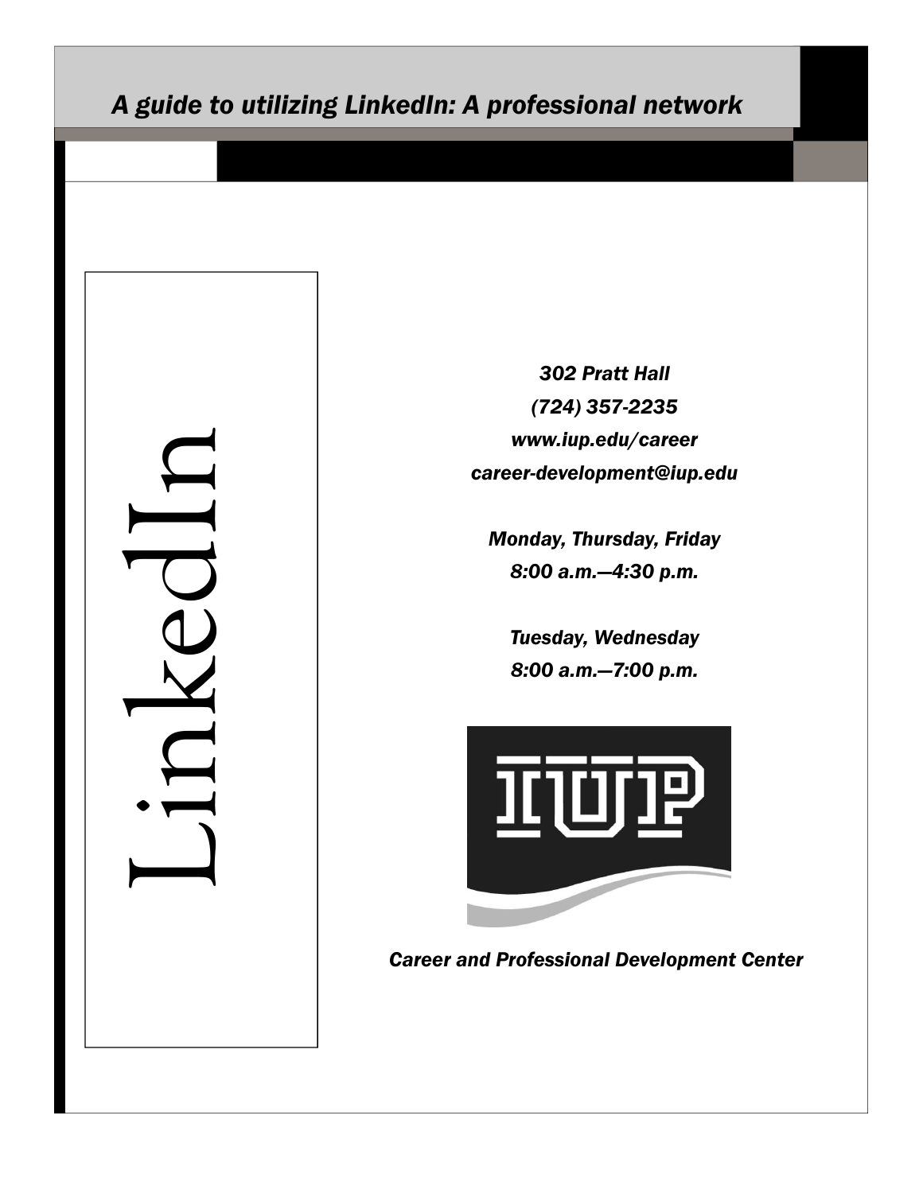*A guide to utilizing LinkedIn: A professional network*

# LinkedIn

*302 Pratt Hall*

*(724) 357-2235*

*www.iup.edu/career*

*career-development@iup.edu*

*Monday, Thursday, Friday*

*8:00 a.m.—4:30 p.m.*

*Tuesday, Wednesday*

*8:00 a.m.—7:00 p.m.*

IUP

*Career and Professional Development Center*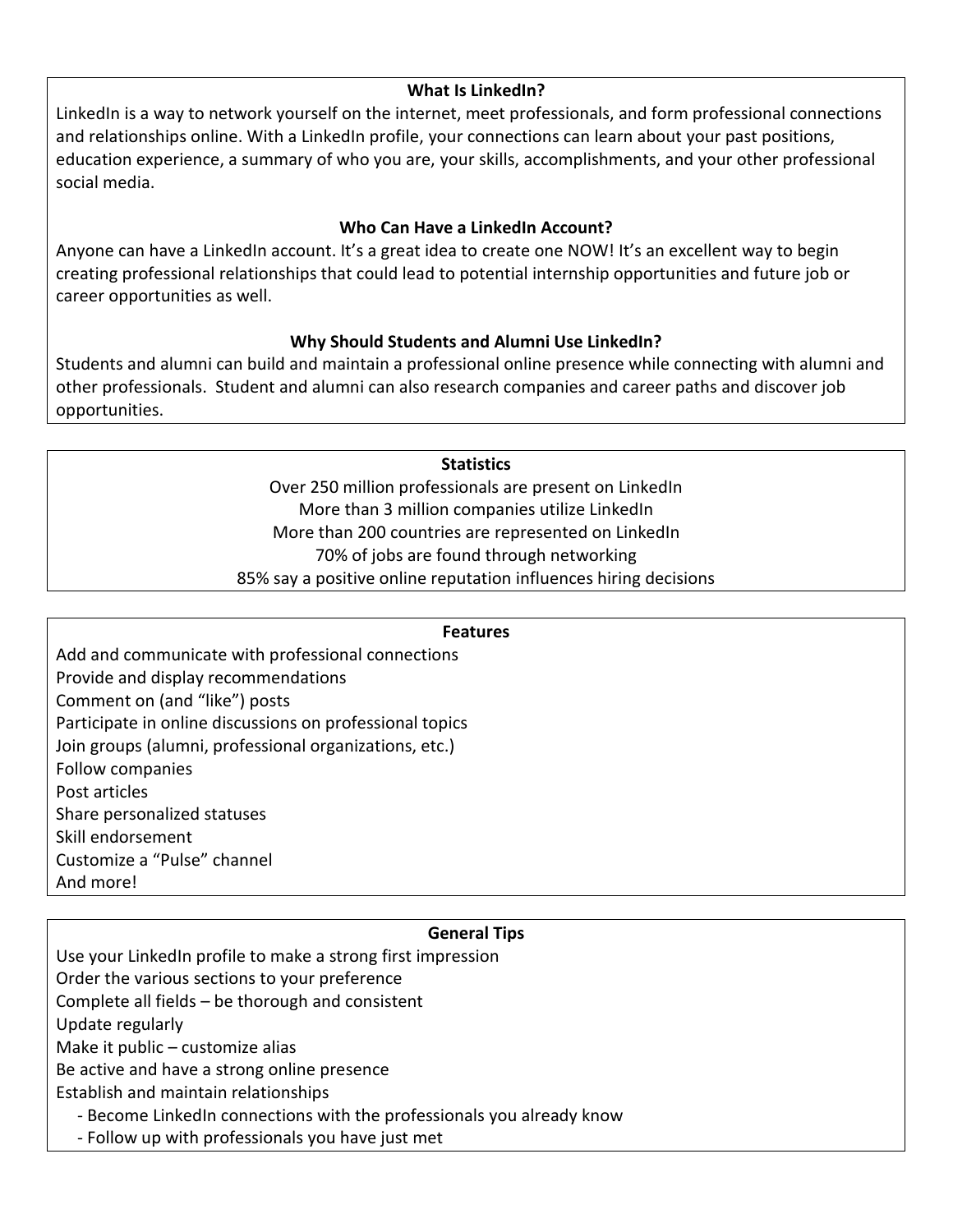## What Is LinkedIn?

LinkedIn is a way to network yourself on the internet, meet professionals, and form professional connections and relationships online. With a LinkedIn profile, your connections can learn about your past positions, education experience, a summary of who you are, your skills, accomplishments, and your other professional social media.

## Who Can Have a LinkedIn Account?

Anyone can have a LinkedIn account. It's a great idea to create one NOW! It's an excellent way to begin creating professional relationships that could lead to potential internship opportunities and future job or career opportunities as well.

## Why Should Students and Alumni Use LinkedIn?

Students and alumni can build and maintain a professional online presence while connecting with alumni and other professionals. Student and alumni can also research companies and career paths and discover job opportunities.

## Statistics

Over 250 million professionals are present on LinkedIn
More than 3 million companies utilize LinkedIn
More than 200 countries are represented on LinkedIn
70% of jobs are found through networking
85% say a positive online reputation influences hiring decisions

## Features

Add and communicate with professional connections
Provide and display recommendations
Comment on (and "like") posts
Participate in online discussions on professional topics
Join groups (alumni, professional organizations, etc.)
Follow companies
Post articles
Share personalized statuses
Skill endorsement
Customize a "Pulse" channel
And more!

## General Tips

Use your LinkedIn profile to make a strong first impression
Order the various sections to your preference
Complete all fields – be thorough and consistent
Update regularly
Make it public – customize alias
Be active and have a strong online presence
Establish and maintain relationships

- Become LinkedIn connections with the professionals you already know
- Follow up with professionals you have just met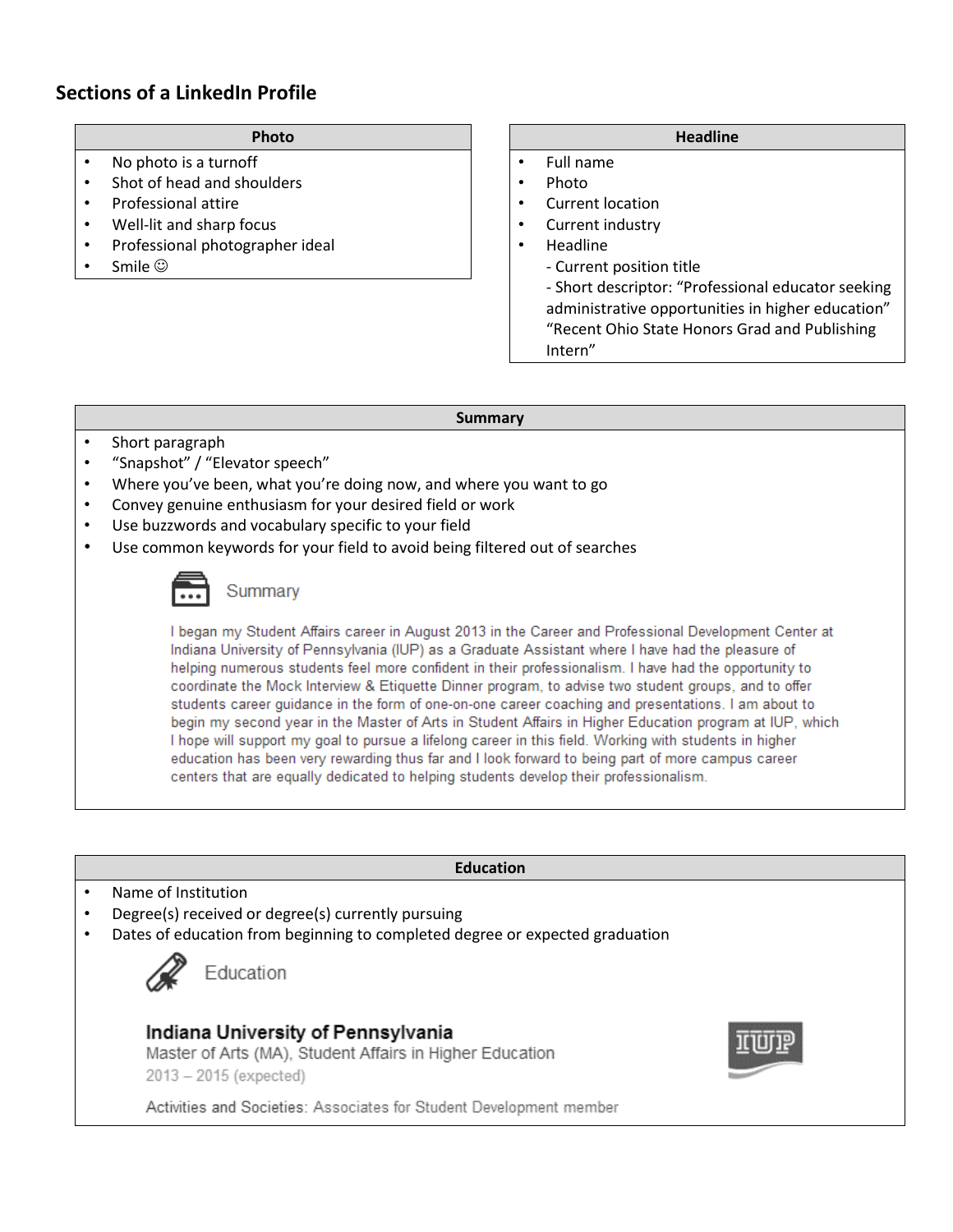## Sections of a LinkedIn Profile

### Photo

- No photo is a turnoff
- Shot of head and shoulders
- Professional attire
- Well-lit and sharp focus
- Professional photographer ideal
- Smile ☺

### Headline

- Full name
- Photo
- Current location
- Current industry
- Headline
  - Current position title
  - Short descriptor: "Professional educator seeking administrative opportunities in higher education" "Recent Ohio State Honors Grad and Publishing Intern"

### Summary

- Short paragraph
- "Snapshot" / "Elevator speech"
- Where you've been, what you're doing now, and where you want to go
- Convey genuine enthusiasm for your desired field or work
- Use buzzwords and vocabulary specific to your field
- Use common keywords for your field to avoid being filtered out of searches

Summary

I began my Student Affairs career in August 2013 in the Career and Professional Development Center at Indiana University of Pennsylvania (IUP) as a Graduate Assistant where I have had the pleasure of helping numerous students feel more confident in their professionalism. I have had the opportunity to coordinate the Mock Interview & Etiquette Dinner program, to advise two student groups, and to offer students career guidance in the form of one-on-one career coaching and presentations. I am about to begin my second year in the Master of Arts in Student Affairs in Higher Education program at IUP, which I hope will support my goal to pursue a lifelong career in this field. Working with students in higher education has been very rewarding thus far and I look forward to being part of more campus career centers that are equally dedicated to helping students develop their professionalism.

### Education

- Name of Institution
- Degree(s) received or degree(s) currently pursuing
- Dates of education from beginning to completed degree or expected graduation

Education

**Indiana University of Pennsylvania**
Master of Arts (MA), Student Affairs in Higher Education
2013 – 2015 (expected)

Activities and Societies: Associates for Student Development member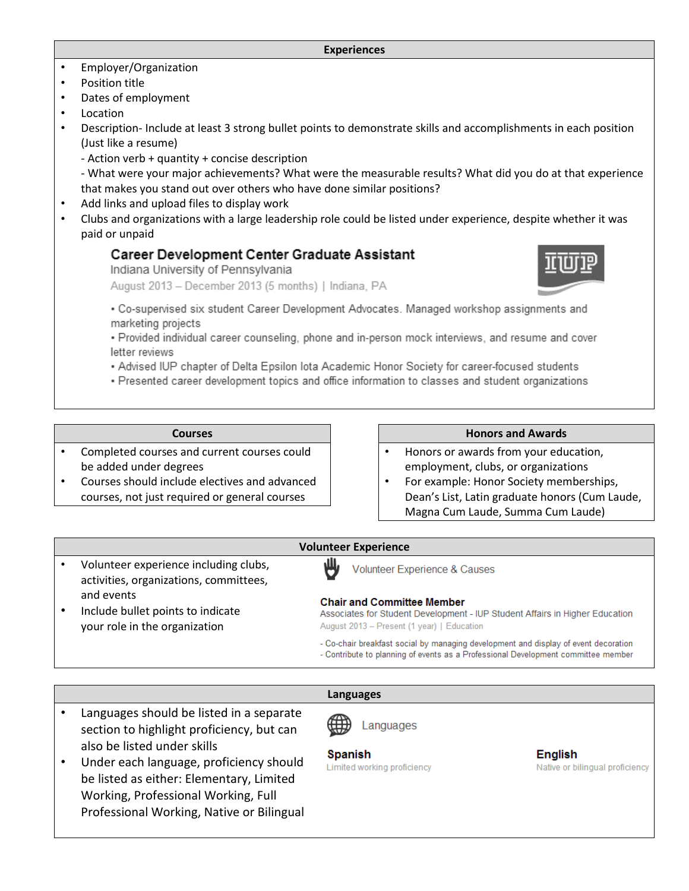## Experiences

- Employer/Organization
- Position title
- Dates of employment
- Location
- Description- Include at least 3 strong bullet points to demonstrate skills and accomplishments in each position (Just like a resume)
  - Action verb + quantity + concise description
  - What were your major achievements? What were the measurable results? What did you do at that experience that makes you stand out over others who have done similar positions?
- Add links and upload files to display work
- Clubs and organizations with a large leadership role could be listed under experience, despite whether it was paid or unpaid

**Career Development Center Graduate Assistant**
Indiana University of Pennsylvania
August 2013 – December 2013 (5 months) | Indiana, PA

IUP

- Co-supervised six student Career Development Advocates. Managed workshop assignments and marketing projects
- Provided individual career counseling, phone and in-person mock interviews, and resume and cover letter reviews
- Advised IUP chapter of Delta Epsilon Iota Academic Honor Society for career-focused students
- Presented career development topics and office information to classes and student organizations

## Courses

- Completed courses and current courses could be added under degrees
- Courses should include electives and advanced courses, not just required or general courses

## Honors and Awards

- Honors or awards from your education, employment, clubs, or organizations
- For example: Honor Society memberships, Dean's List, Latin graduate honors (Cum Laude, Magna Cum Laude, Summa Cum Laude)

## Volunteer Experience

- Volunteer experience including clubs, activities, organizations, committees, and events
- Include bullet points to indicate your role in the organization

Volunteer Experience & Causes

**Chair and Committee Member**
Associates for Student Development - IUP Student Affairs in Higher Education
August 2013 – Present (1 year) | Education

- Co-chair breakfast social by managing development and display of event decoration
- Contribute to planning of events as a Professional Development committee member

## Languages

- Languages should be listed in a separate section to highlight proficiency, but can also be listed under skills
- Under each language, proficiency should be listed as either: Elementary, Limited Working, Professional Working, Full Professional Working, Native or Bilingual

Languages

**Spanish**
Limited working proficiency

**English**
Native or bilingual proficiency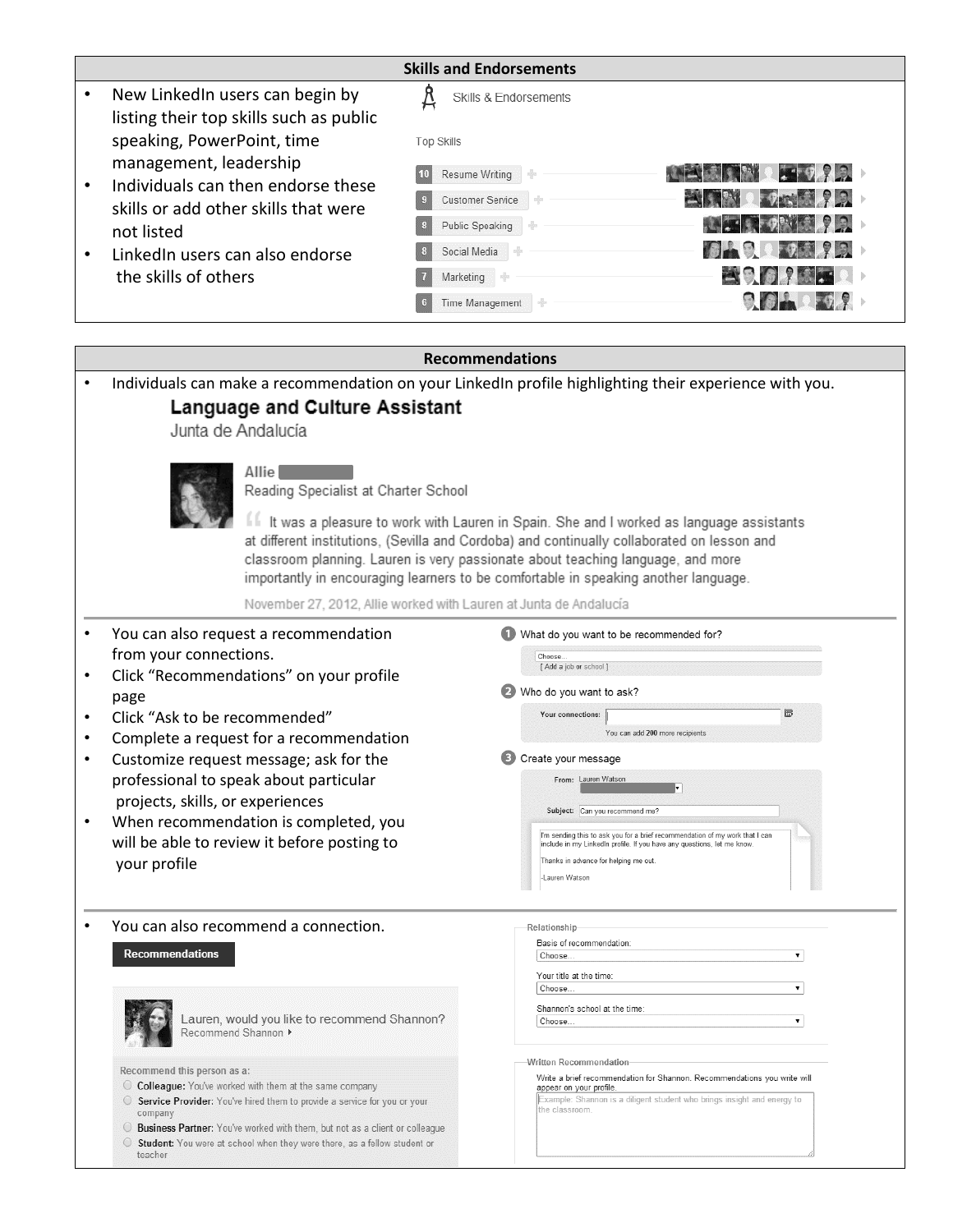## Skills and Endorsements

- New LinkedIn users can begin by listing their top skills such as public speaking, PowerPoint, time management, leadership
- Individuals can then endorse these skills or add other skills that were not listed
- LinkedIn users can also endorse the skills of others

Skills & Endorsements

Top Skills

| Endorsements | Skill |
| --- | --- |
| 10 | Resume Writing |
| 9 | Customer Service |
| 8 | Public Speaking |
| 8 | Social Media |
| 7 | Marketing |
| 6 | Time Management |

## Recommendations

- Individuals can make a recommendation on your LinkedIn profile highlighting their experience with you.

**Language and Culture Assistant**
Junta de Andalucía

Allie
Reading Specialist at Charter School

"It was a pleasure to work with Lauren in Spain. She and I worked as language assistants at different institutions, (Sevilla and Cordoba) and continually collaborated on lesson and classroom planning. Lauren is very passionate about teaching language, and more importantly in encouraging learners to be comfortable in speaking another language.

November 27, 2012, Allie worked with Lauren at Junta de Andalucía

- You can also request a recommendation from your connections.
- Click "Recommendations" on your profile page
- Click "Ask to be recommended"
- Complete a request for a recommendation
- Customize request message; ask for the professional to speak about particular projects, skills, or experiences
- When recommendation is completed, you will be able to review it before posting to your profile

1. What do you want to be recommended for?
   Choose...
   [ Add a job or school ]
2. Who do you want to ask?
   Your connections:
   You can add 200 more recipients
3. Create your message
   From: Lauren Watson
   Subject: Can you recommend me?
   I'm sending this to ask you for a brief recommendation of my work that I can include in my LinkedIn profile. If you have any questions, let me know.
   Thanks in advance for helping me out.
   -Lauren Watson

- You can also recommend a connection.

Recommendations

Lauren, would you like to recommend Shannon?
Recommend Shannon ▸

Recommend this person as a:
- **Colleague:** You've worked with them at the same company
- **Service Provider:** You've hired them to provide a service for you or your company
- **Business Partner:** You've worked with them, but not as a client or colleague
- **Student:** You were at school when they were there, as a fellow student or teacher

Relationship
Basis of recommendation: Choose...
Your title at the time: Choose...
Shannon's school at the time: Choose...

Written Recommendation
Write a brief recommendation for Shannon. Recommendations you write will appear on your profile.
Example: Shannon is a diligent student who brings insight and energy to the classroom.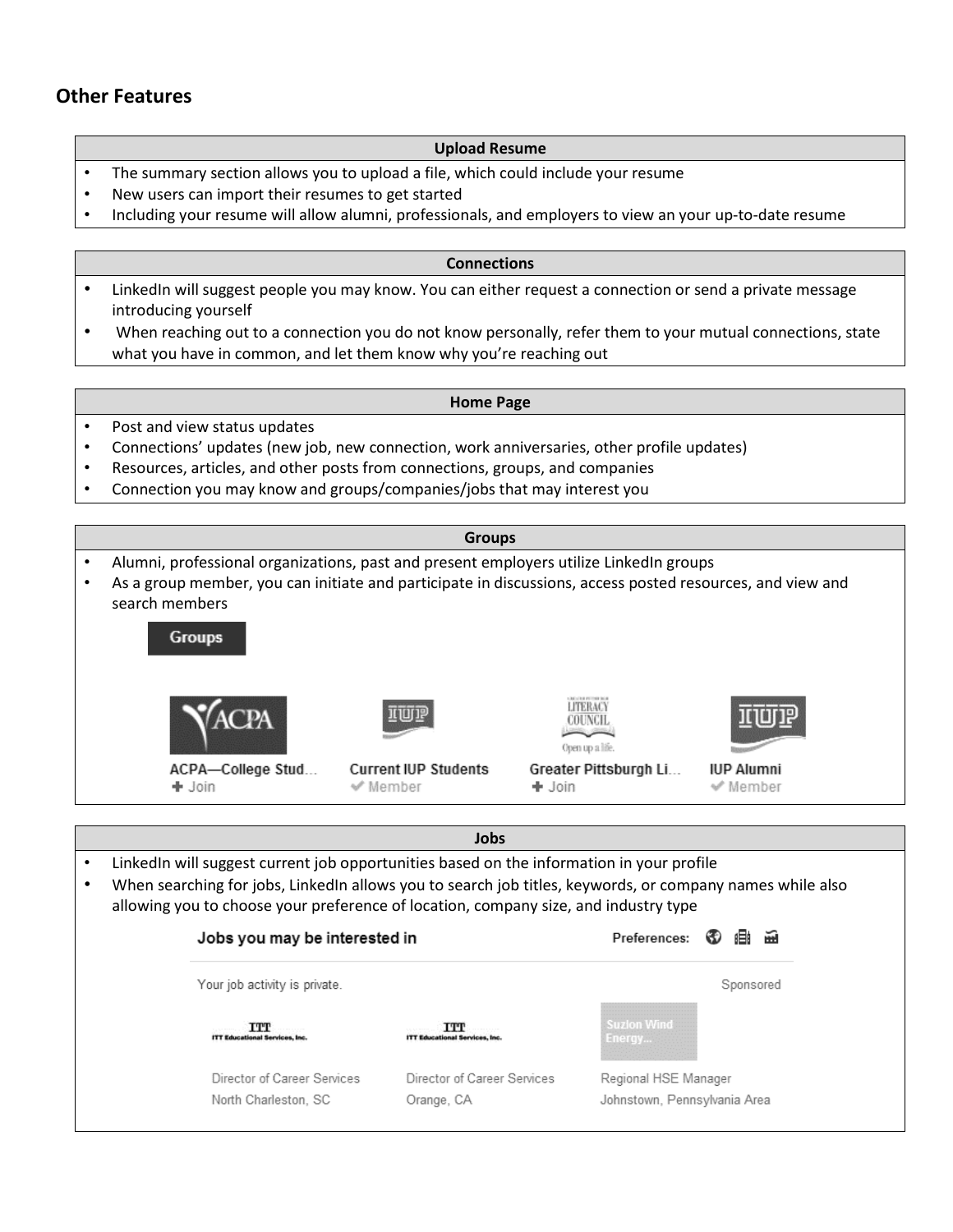## Other Features

### Upload Resume

- The summary section allows you to upload a file, which could include your resume
- New users can import their resumes to get started
- Including your resume will allow alumni, professionals, and employers to view an your up-to-date resume

### Connections

- LinkedIn will suggest people you may know. You can either request a connection or send a private message introducing yourself
- When reaching out to a connection you do not know personally, refer them to your mutual connections, state what you have in common, and let them know why you're reaching out

### Home Page

- Post and view status updates
- Connections' updates (new job, new connection, work anniversaries, other profile updates)
- Resources, articles, and other posts from connections, groups, and companies
- Connection you may know and groups/companies/jobs that may interest you

### Groups

- Alumni, professional organizations, past and present employers utilize LinkedIn groups
- As a group member, you can initiate and participate in discussions, access posted resources, and view and search members

Groups

ACPA—College Stud…
+ Join

Current IUP Students
✓ Member

Greater Pittsburgh Li…
+ Join

IUP Alumni
✓ Member

### Jobs

- LinkedIn will suggest current job opportunities based on the information in your profile
- When searching for jobs, LinkedIn allows you to search job titles, keywords, or company names while also allowing you to choose your preference of location, company size, and industry type

Jobs you may be interested in

Preferences:

Your job activity is private.

Sponsored

ITT Educational Services, Inc.
Director of Career Services
North Charleston, SC

ITT Educational Services, Inc.
Director of Career Services
Orange, CA

Suzlon Wind Energy...
Regional HSE Manager
Johnstown, Pennsylvania Area